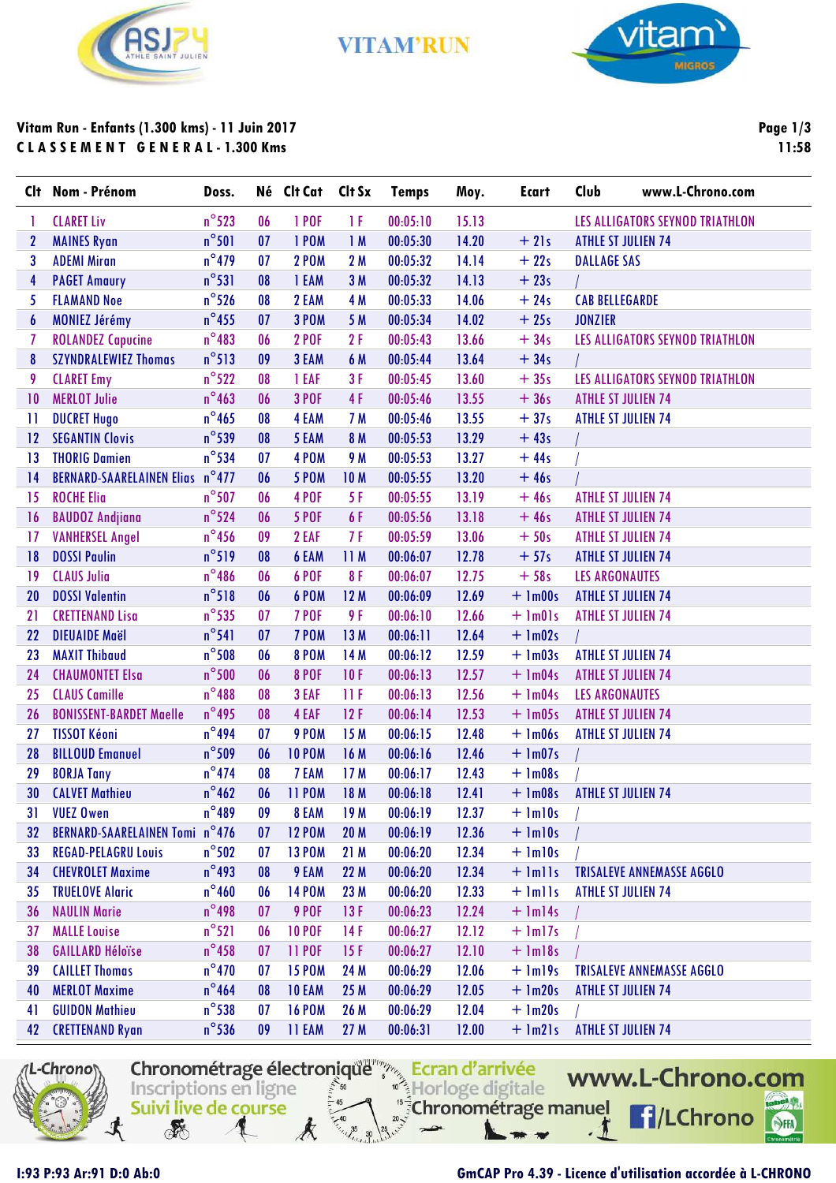VITAM'RUN

**Vitam Run - Enfants (1.300 kms) - 11 Juin 2017**
**C L A S S E M E N T   G E N E R A L - 1.300 Kms**

| Clt | Nom - Prénom | Doss. | Né | Clt Cat | Clt Sx | Temps | Moy. | Ecart | Club |
|---|---|---|---|---|---|---|---|---|---|
| 1 | CLARET Liv | n°523 | 06 | 1 POF | 1 F | 00:05:10 | 15.13 | | LES ALLIGATORS SEYNOD TRIATHLON |
| 2 | MAINES Ryan | n°501 | 07 | 1 POM | 1 M | 00:05:30 | 14.20 | + 21s | ATHLE ST JULIEN 74 |
| 3 | ADEMI Miran | n°479 | 07 | 2 POM | 2 M | 00:05:32 | 14.14 | + 22s | DALLAGE SAS |
| 4 | PAGET Amaury | n°531 | 08 | 1 EAM | 3 M | 00:05:32 | 14.13 | + 23s | / |
| 5 | FLAMAND Noe | n°526 | 08 | 2 EAM | 4 M | 00:05:33 | 14.06 | + 24s | CAB BELLEGARDE |
| 6 | MONIEZ Jérémy | n°455 | 07 | 3 POM | 5 M | 00:05:34 | 14.02 | + 25s | JONZIER |
| 7 | ROLANDEZ Capucine | n°483 | 06 | 2 POF | 2 F | 00:05:43 | 13.66 | + 34s | LES ALLIGATORS SEYNOD TRIATHLON |
| 8 | SZYNDRALEWIEZ Thomas | n°513 | 09 | 3 EAM | 6 M | 00:05:44 | 13.64 | + 34s | / |
| 9 | CLARET Emy | n°522 | 08 | 1 EAF | 3 F | 00:05:45 | 13.60 | + 35s | LES ALLIGATORS SEYNOD TRIATHLON |
| 10 | MERLOT Julie | n°463 | 06 | 3 POF | 4 F | 00:05:46 | 13.55 | + 36s | ATHLE ST JULIEN 74 |
| 11 | DUCRET Hugo | n°465 | 08 | 4 EAM | 7 M | 00:05:46 | 13.55 | + 37s | ATHLE ST JULIEN 74 |
| 12 | SEGANTIN Clovis | n°539 | 08 | 5 EAM | 8 M | 00:05:53 | 13.29 | + 43s | / |
| 13 | THORIG Damien | n°534 | 07 | 4 POM | 9 M | 00:05:53 | 13.27 | + 44s | / |
| 14 | BERNARD-SAARELAINEN Elias | n°477 | 06 | 5 POM | 10 M | 00:05:55 | 13.20 | + 46s | / |
| 15 | ROCHE Elia | n°507 | 06 | 4 POF | 5 F | 00:05:55 | 13.19 | + 46s | ATHLE ST JULIEN 74 |
| 16 | BAUDOZ Andjiana | n°524 | 06 | 5 POF | 6 F | 00:05:56 | 13.18 | + 46s | ATHLE ST JULIEN 74 |
| 17 | VANHERSEL Angel | n°456 | 09 | 2 EAF | 7 F | 00:05:59 | 13.06 | + 50s | ATHLE ST JULIEN 74 |
| 18 | DOSSI Paulin | n°519 | 08 | 6 EAM | 11 M | 00:06:07 | 12.78 | + 57s | ATHLE ST JULIEN 74 |
| 19 | CLAUS Julia | n°486 | 06 | 6 POF | 8 F | 00:06:07 | 12.75 | + 58s | LES ARGONAUTES |
| 20 | DOSSI Valentin | n°518 | 06 | 6 POM | 12 M | 00:06:09 | 12.69 | + 1m00s | ATHLE ST JULIEN 74 |
| 21 | CRETTENAND Lisa | n°535 | 07 | 7 POF | 9 F | 00:06:10 | 12.66 | + 1m01s | ATHLE ST JULIEN 74 |
| 22 | DIEUAIDE Maël | n°541 | 07 | 7 POM | 13 M | 00:06:11 | 12.64 | + 1m02s | / |
| 23 | MAXIT Thibaud | n°508 | 06 | 8 POM | 14 M | 00:06:12 | 12.59 | + 1m03s | ATHLE ST JULIEN 74 |
| 24 | CHAUMONTET Elsa | n°500 | 06 | 8 POF | 10 F | 00:06:13 | 12.57 | + 1m04s | ATHLE ST JULIEN 74 |
| 25 | CLAUS Camille | n°488 | 08 | 3 EAF | 11 F | 00:06:13 | 12.56 | + 1m04s | LES ARGONAUTES |
| 26 | BONISSENT-BARDET Maelle | n°495 | 08 | 4 EAF | 12 F | 00:06:14 | 12.53 | + 1m05s | ATHLE ST JULIEN 74 |
| 27 | TISSOT Kéoni | n°494 | 07 | 9 POM | 15 M | 00:06:15 | 12.48 | + 1m06s | ATHLE ST JULIEN 74 |
| 28 | BILLOUD Emanuel | n°509 | 06 | 10 POM | 16 M | 00:06:16 | 12.46 | + 1m07s | / |
| 29 | BORJA Tany | n°474 | 08 | 7 EAM | 17 M | 00:06:17 | 12.43 | + 1m08s | / |
| 30 | CALVET Mathieu | n°462 | 06 | 11 POM | 18 M | 00:06:18 | 12.41 | + 1m08s | ATHLE ST JULIEN 74 |
| 31 | VUEZ Owen | n°489 | 09 | 8 EAM | 19 M | 00:06:19 | 12.37 | + 1m10s | / |
| 32 | BERNARD-SAARELAINEN Tomi | n°476 | 07 | 12 POM | 20 M | 00:06:19 | 12.36 | + 1m10s | / |
| 33 | REGAD-PELAGRU Louis | n°502 | 07 | 13 POM | 21 M | 00:06:20 | 12.34 | + 1m10s | / |
| 34 | CHEVROLET Maxime | n°493 | 08 | 9 EAM | 22 M | 00:06:20 | 12.34 | + 1m11s | TRISALEVE ANNEMASSE AGGLO |
| 35 | TRUELOVE Alaric | n°460 | 06 | 14 POM | 23 M | 00:06:20 | 12.33 | + 1m11s | ATHLE ST JULIEN 74 |
| 36 | NAULIN Marie | n°498 | 07 | 9 POF | 13 F | 00:06:23 | 12.24 | + 1m14s | / |
| 37 | MALLE Louise | n°521 | 06 | 10 POF | 14 F | 00:06:27 | 12.12 | + 1m17s | / |
| 38 | GAILLARD Héloïse | n°458 | 07 | 11 POF | 15 F | 00:06:27 | 12.10 | + 1m18s | / |
| 39 | CAILLET Thomas | n°470 | 07 | 15 POM | 24 M | 00:06:29 | 12.06 | + 1m19s | TRISALEVE ANNEMASSE AGGLO |
| 40 | MERLOT Maxime | n°464 | 08 | 10 EAM | 25 M | 00:06:29 | 12.05 | + 1m20s | ATHLE ST JULIEN 74 |
| 41 | GUIDON Mathieu | n°538 | 07 | 16 POM | 26 M | 00:06:29 | 12.04 | + 1m20s | / |
| 42 | CRETTENAND Ryan | n°536 | 09 | 11 EAM | 27 M | 00:06:31 | 12.00 | + 1m21s | ATHLE ST JULIEN 74 |

I:93 P:93 Ar:91 D:0 Ab:0

GmCAP Pro 4.39 - Licence d'utilisation accordée à L-CHRONO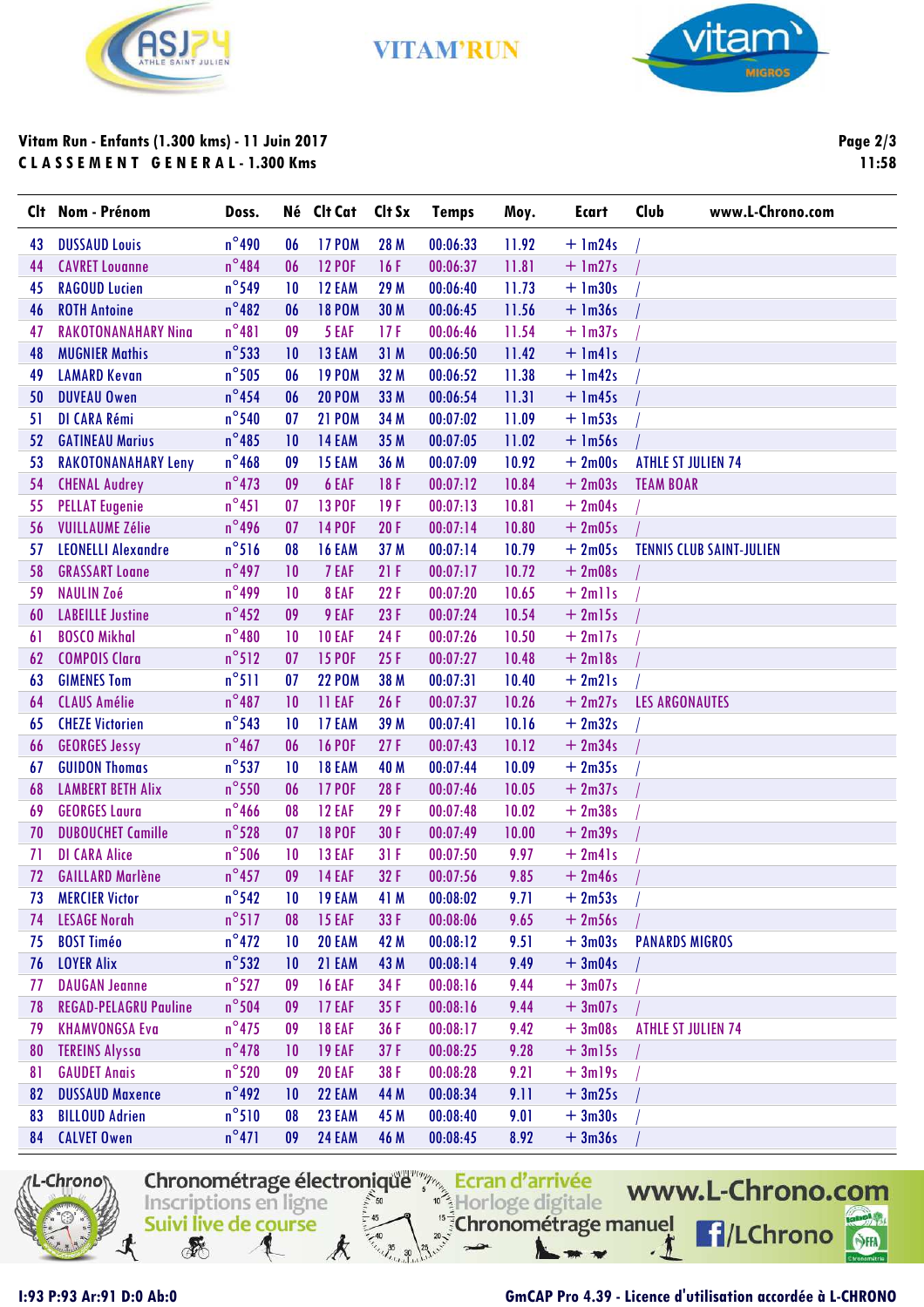**Vitam Run - Enfants (1.300 kms) - 11 Juin 2017**

**C L A S S E M E N T   G E N E R A L - 1.300 Kms**

| Clt | Nom - Prénom | Doss. | Né | Clt Cat | Clt Sx | Temps | Moy. | Ecart | Club |
|---|---|---|---|---|---|---|---|---|---|
| 43 | DUSSAUD Louis | n°490 | 06 | 17 POM | 28 M | 00:06:33 | 11.92 | + 1m24s | / |
| 44 | CAVRET Louanne | n°484 | 06 | 12 POF | 16 F | 00:06:37 | 11.81 | + 1m27s | / |
| 45 | RAGOUD Lucien | n°549 | 10 | 12 EAM | 29 M | 00:06:40 | 11.73 | + 1m30s | / |
| 46 | ROTH Antoine | n°482 | 06 | 18 POM | 30 M | 00:06:45 | 11.56 | + 1m36s | / |
| 47 | RAKOTONANAHARY Nina | n°481 | 09 | 5 EAF | 17 F | 00:06:46 | 11.54 | + 1m37s | / |
| 48 | MUGNIER Mathis | n°533 | 10 | 13 EAM | 31 M | 00:06:50 | 11.42 | + 1m41s | / |
| 49 | LAMARD Kevan | n°505 | 06 | 19 POM | 32 M | 00:06:52 | 11.38 | + 1m42s | / |
| 50 | DUVEAU Owen | n°454 | 06 | 20 POM | 33 M | 00:06:54 | 11.31 | + 1m45s | / |
| 51 | DI CARA Rémi | n°540 | 07 | 21 POM | 34 M | 00:07:02 | 11.09 | + 1m53s | / |
| 52 | GATINEAU Marius | n°485 | 10 | 14 EAM | 35 M | 00:07:05 | 11.02 | + 1m56s | / |
| 53 | RAKOTONANAHARY Leny | n°468 | 09 | 15 EAM | 36 M | 00:07:09 | 10.92 | + 2m00s | ATHLE ST JULIEN 74 |
| 54 | CHENAL Audrey | n°473 | 09 | 6 EAF | 18 F | 00:07:12 | 10.84 | + 2m03s | TEAM BOAR |
| 55 | PELLAT Eugenie | n°451 | 07 | 13 POF | 19 F | 00:07:13 | 10.81 | + 2m04s | / |
| 56 | VUILLAUME Zélie | n°496 | 07 | 14 POF | 20 F | 00:07:14 | 10.80 | + 2m05s | / |
| 57 | LEONELLI Alexandre | n°516 | 08 | 16 EAM | 37 M | 00:07:14 | 10.79 | + 2m05s | TENNIS CLUB SAINT-JULIEN |
| 58 | GRASSART Loane | n°497 | 10 | 7 EAF | 21 F | 00:07:17 | 10.72 | + 2m08s | / |
| 59 | NAULIN Zoé | n°499 | 10 | 8 EAF | 22 F | 00:07:20 | 10.65 | + 2m11s | / |
| 60 | LABEILLE Justine | n°452 | 09 | 9 EAF | 23 F | 00:07:24 | 10.54 | + 2m15s | / |
| 61 | BOSCO Mikhal | n°480 | 10 | 10 EAF | 24 F | 00:07:26 | 10.50 | + 2m17s | / |
| 62 | COMPOIS Clara | n°512 | 07 | 15 POF | 25 F | 00:07:27 | 10.48 | + 2m18s | / |
| 63 | GIMENES Tom | n°511 | 07 | 22 POM | 38 M | 00:07:31 | 10.40 | + 2m21s | / |
| 64 | CLAUS Amélie | n°487 | 10 | 11 EAF | 26 F | 00:07:37 | 10.26 | + 2m27s | LES ARGONAUTES |
| 65 | CHEZE Victorien | n°543 | 10 | 17 EAM | 39 M | 00:07:41 | 10.16 | + 2m32s | / |
| 66 | GEORGES Jessy | n°467 | 06 | 16 POF | 27 F | 00:07:43 | 10.12 | + 2m34s | / |
| 67 | GUIDON Thomas | n°537 | 10 | 18 EAM | 40 M | 00:07:44 | 10.09 | + 2m35s | / |
| 68 | LAMBERT BETH Alix | n°550 | 06 | 17 POF | 28 F | 00:07:46 | 10.05 | + 2m37s | / |
| 69 | GEORGES Laura | n°466 | 08 | 12 EAF | 29 F | 00:07:48 | 10.02 | + 2m38s | / |
| 70 | DUBOUCHET Camille | n°528 | 07 | 18 POF | 30 F | 00:07:49 | 10.00 | + 2m39s | / |
| 71 | DI CARA Alice | n°506 | 10 | 13 EAF | 31 F | 00:07:50 | 9.97 | + 2m41s | / |
| 72 | GAILLARD Marlène | n°457 | 09 | 14 EAF | 32 F | 00:07:56 | 9.85 | + 2m46s | / |
| 73 | MERCIER Victor | n°542 | 10 | 19 EAM | 41 M | 00:08:02 | 9.71 | + 2m53s | / |
| 74 | LESAGE Norah | n°517 | 08 | 15 EAF | 33 F | 00:08:06 | 9.65 | + 2m56s | / |
| 75 | BOST Timéo | n°472 | 10 | 20 EAM | 42 M | 00:08:12 | 9.51 | + 3m03s | PANARDS MIGROS |
| 76 | LOYER Alix | n°532 | 10 | 21 EAM | 43 M | 00:08:14 | 9.49 | + 3m04s | / |
| 77 | DAUGAN Jeanne | n°527 | 09 | 16 EAF | 34 F | 00:08:16 | 9.44 | + 3m07s | / |
| 78 | REGAD-PELAGRU Pauline | n°504 | 09 | 17 EAF | 35 F | 00:08:16 | 9.44 | + 3m07s | / |
| 79 | KHAMVONGSA Eva | n°475 | 09 | 18 EAF | 36 F | 00:08:17 | 9.42 | + 3m08s | ATHLE ST JULIEN 74 |
| 80 | TEREINS Alyssa | n°478 | 10 | 19 EAF | 37 F | 00:08:25 | 9.28 | + 3m15s | / |
| 81 | GAUDET Anais | n°520 | 09 | 20 EAF | 38 F | 00:08:28 | 9.21 | + 3m19s | / |
| 82 | DUSSAUD Maxence | n°492 | 10 | 22 EAM | 44 M | 00:08:34 | 9.11 | + 3m25s | / |
| 83 | BILLOUD Adrien | n°510 | 08 | 23 EAM | 45 M | 00:08:40 | 9.01 | + 3m30s | / |
| 84 | CALVET Owen | n°471 | 09 | 24 EAM | 46 M | 00:08:45 | 8.92 | + 3m36s | / |

I:93 P:93 Ar:91 D:0 Ab:0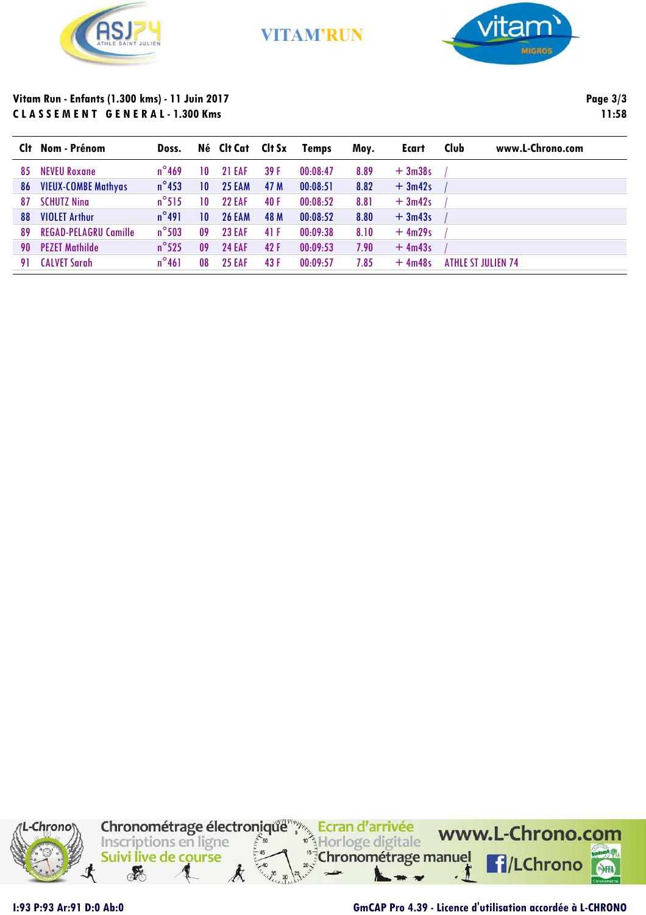VITAM'RUN

**Vitam Run - Enfants (1.300 kms) - 11 Juin 2017**
**C L A S S E M E N T   G E N E R A L - 1.300 Kms**

11:58

| Clt | Nom - Prénom | Doss. | Né | Clt Cat | Clt Sx | Temps | Moy. | Ecart | Club | www.L-Chrono.com |
|---|---|---|---|---|---|---|---|---|---|---|
| 85 | NEVEU Roxane | n°469 | 10 | 21 EAF | 39 F | 00:08:47 | 8.89 | + 3m38s | / | |
| 86 | VIEUX-COMBE Mathyas | n°453 | 10 | 25 EAM | 47 M | 00:08:51 | 8.82 | + 3m42s | / | |
| 87 | SCHUTZ Nina | n°515 | 10 | 22 EAF | 40 F | 00:08:52 | 8.81 | + 3m42s | / | |
| 88 | VIOLET Arthur | n°491 | 10 | 26 EAM | 48 M | 00:08:52 | 8.80 | + 3m43s | / | |
| 89 | REGAD-PELAGRU Camille | n°503 | 09 | 23 EAF | 41 F | 00:09:38 | 8.10 | + 4m29s | / | |
| 90 | PEZET Mathilde | n°525 | 09 | 24 EAF | 42 F | 00:09:53 | 7.90 | + 4m43s | / | |
| 91 | CALVET Sarah | n°461 | 08 | 25 EAF | 43 F | 00:09:57 | 7.85 | + 4m48s | ATHLE ST JULIEN 74 | |

Chronométrage électronique
Inscriptions en ligne
Suivi live de course
Ecran d'arrivée
Horloge digitale
Chronométrage manuel
www.L-Chrono.com
/LChrono

I:93 P:93 Ar:91 D:0 Ab:0

GmCAP Pro 4.39 - Licence d'utilisation accordée à L-CHRONO